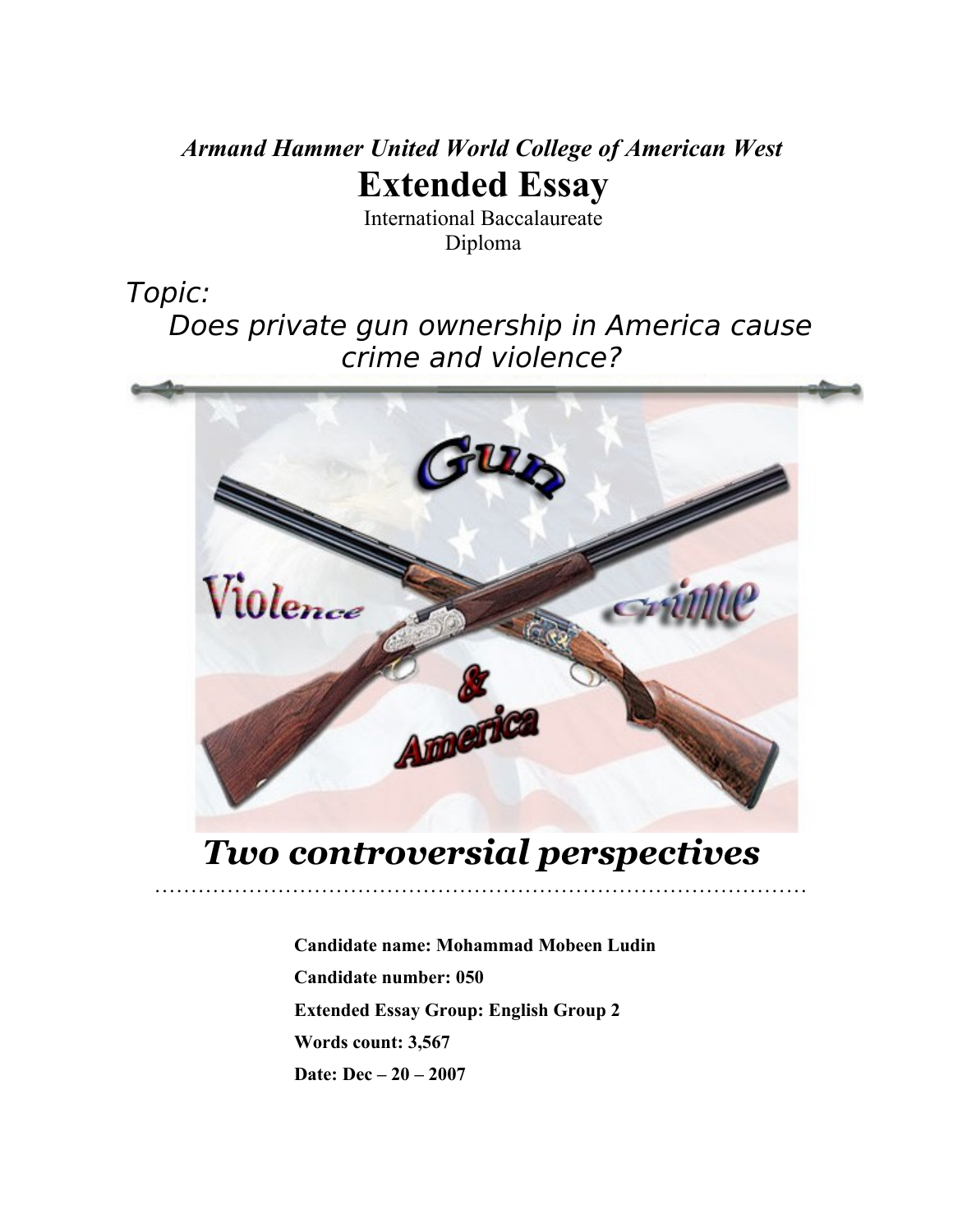***Armand Hammer United World College of American West***

# Extended Essay

International Baccalaureate
Diploma

*Topic:*
*Does private gun ownership in America cause crime and violence?*

## *Two controversial perspectives*

**Candidate name: Mohammad Mobeen Ludin**

**Candidate number: 050**

**Extended Essay Group: English Group 2**

**Words count: 3,567**

**Date: Dec – 20 – 2007**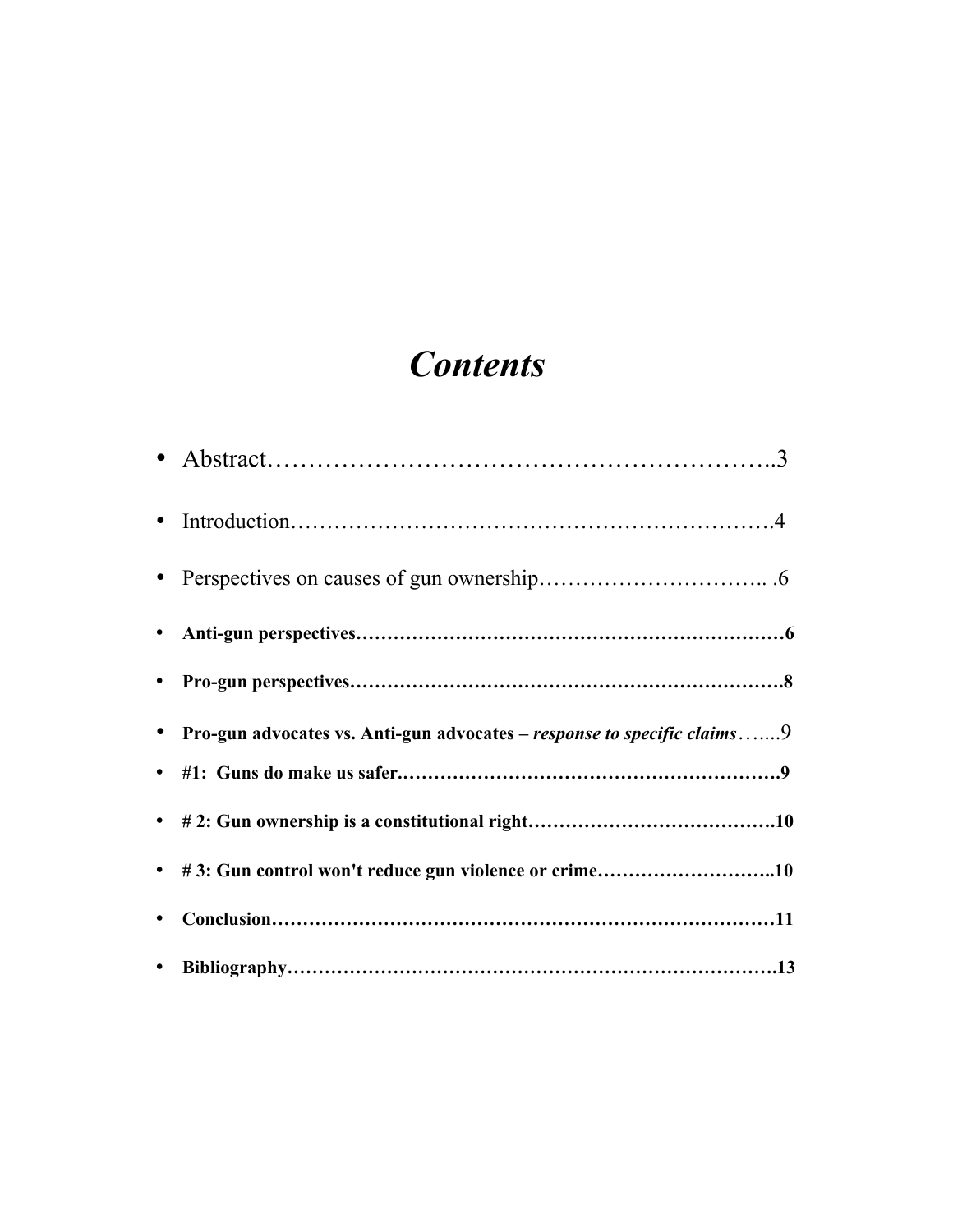# *Contents*

- Abstract……………………………………………………..3
- Introduction………………………………………………………4
- Perspectives on causes of gun ownership………………………….. .6
- **Anti-gun perspectives…………………………………………………………6**
- **Pro-gun perspectives………………………………………………………….8**
- **Pro-gun advocates vs. Anti-gun advocates –** ***response to specific claims***…....9
- **#1: Guns do make us safer…………………………………………………….9**
- **# 2: Gun ownership is a constitutional right………………………………….10**
- **# 3: Gun control won't reduce gun violence or crime………………………..10**
- **Conclusion……………………………………………………………………11**
- **Bibliography…………………………………………………………………….13**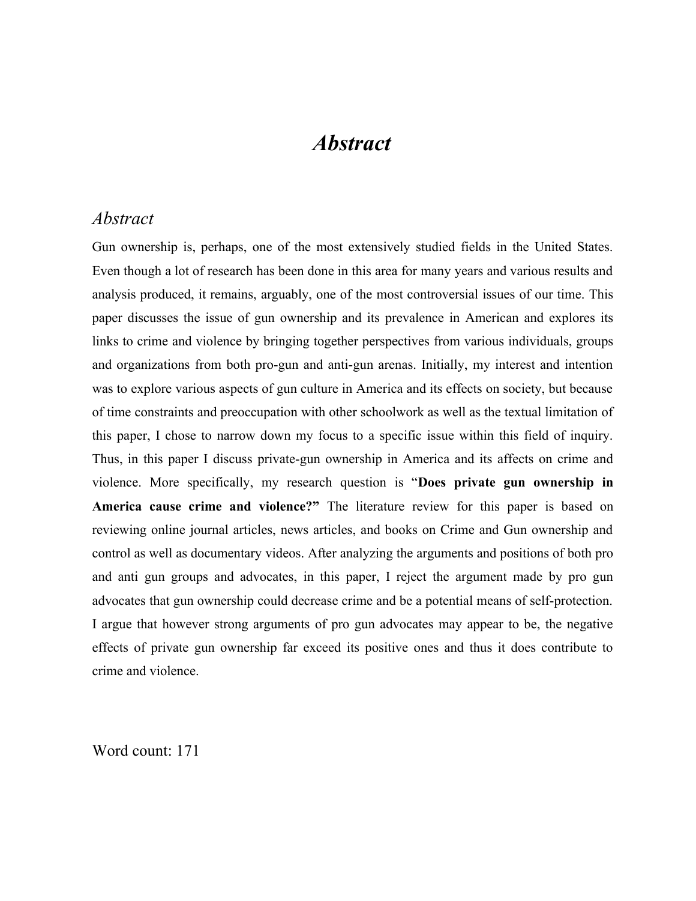# *Abstract*

## *Abstract*

Gun ownership is, perhaps, one of the most extensively studied fields in the United States. Even though a lot of research has been done in this area for many years and various results and analysis produced, it remains, arguably, one of the most controversial issues of our time. This paper discusses the issue of gun ownership and its prevalence in American and explores its links to crime and violence by bringing together perspectives from various individuals, groups and organizations from both pro-gun and anti-gun arenas. Initially, my interest and intention was to explore various aspects of gun culture in America and its effects on society, but because of time constraints and preoccupation with other schoolwork as well as the textual limitation of this paper, I chose to narrow down my focus to a specific issue within this field of inquiry. Thus, in this paper I discuss private-gun ownership in America and its affects on crime and violence. More specifically, my research question is "**Does private gun ownership in America cause crime and violence?"** The literature review for this paper is based on reviewing online journal articles, news articles, and books on Crime and Gun ownership and control as well as documentary videos. After analyzing the arguments and positions of both pro and anti gun groups and advocates, in this paper, I reject the argument made by pro gun advocates that gun ownership could decrease crime and be a potential means of self-protection. I argue that however strong arguments of pro gun advocates may appear to be, the negative effects of private gun ownership far exceed its positive ones and thus it does contribute to crime and violence.

Word count: 171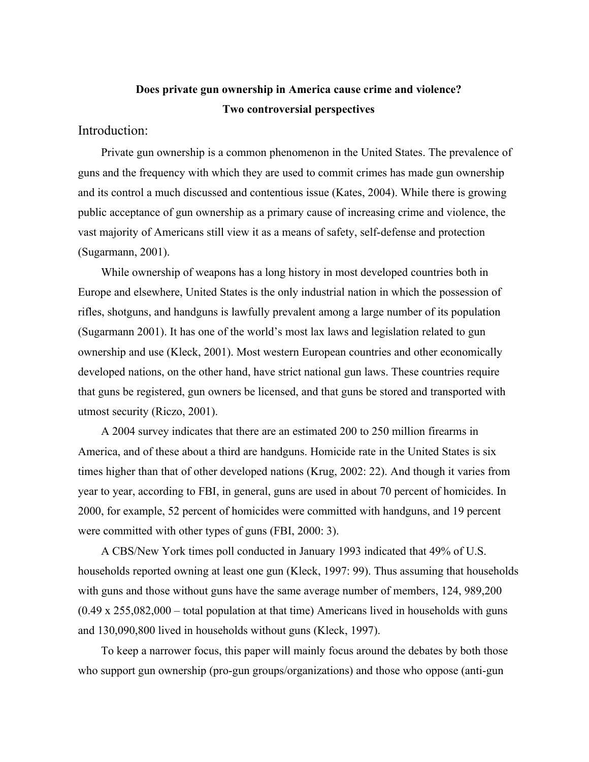**Does private gun ownership in America cause crime and violence?**
**Two controversial perspectives**

## Introduction:

Private gun ownership is a common phenomenon in the United States. The prevalence of guns and the frequency with which they are used to commit crimes has made gun ownership and its control a much discussed and contentious issue (Kates, 2004). While there is growing public acceptance of gun ownership as a primary cause of increasing crime and violence, the vast majority of Americans still view it as a means of safety, self-defense and protection (Sugarmann, 2001).

While ownership of weapons has a long history in most developed countries both in Europe and elsewhere, United States is the only industrial nation in which the possession of rifles, shotguns, and handguns is lawfully prevalent among a large number of its population (Sugarmann 2001). It has one of the world's most lax laws and legislation related to gun ownership and use (Kleck, 2001). Most western European countries and other economically developed nations, on the other hand, have strict national gun laws. These countries require that guns be registered, gun owners be licensed, and that guns be stored and transported with utmost security (Riczo, 2001).

A 2004 survey indicates that there are an estimated 200 to 250 million firearms in America, and of these about a third are handguns. Homicide rate in the United States is six times higher than that of other developed nations (Krug, 2002: 22). And though it varies from year to year, according to FBI, in general, guns are used in about 70 percent of homicides. In 2000, for example, 52 percent of homicides were committed with handguns, and 19 percent were committed with other types of guns (FBI, 2000: 3).

A CBS/New York times poll conducted in January 1993 indicated that 49% of U.S. households reported owning at least one gun (Kleck, 1997: 99). Thus assuming that households with guns and those without guns have the same average number of members, 124, 989,200 (0.49 x 255,082,000 – total population at that time) Americans lived in households with guns and 130,090,800 lived in households without guns (Kleck, 1997).

To keep a narrower focus, this paper will mainly focus around the debates by both those who support gun ownership (pro-gun groups/organizations) and those who oppose (anti-gun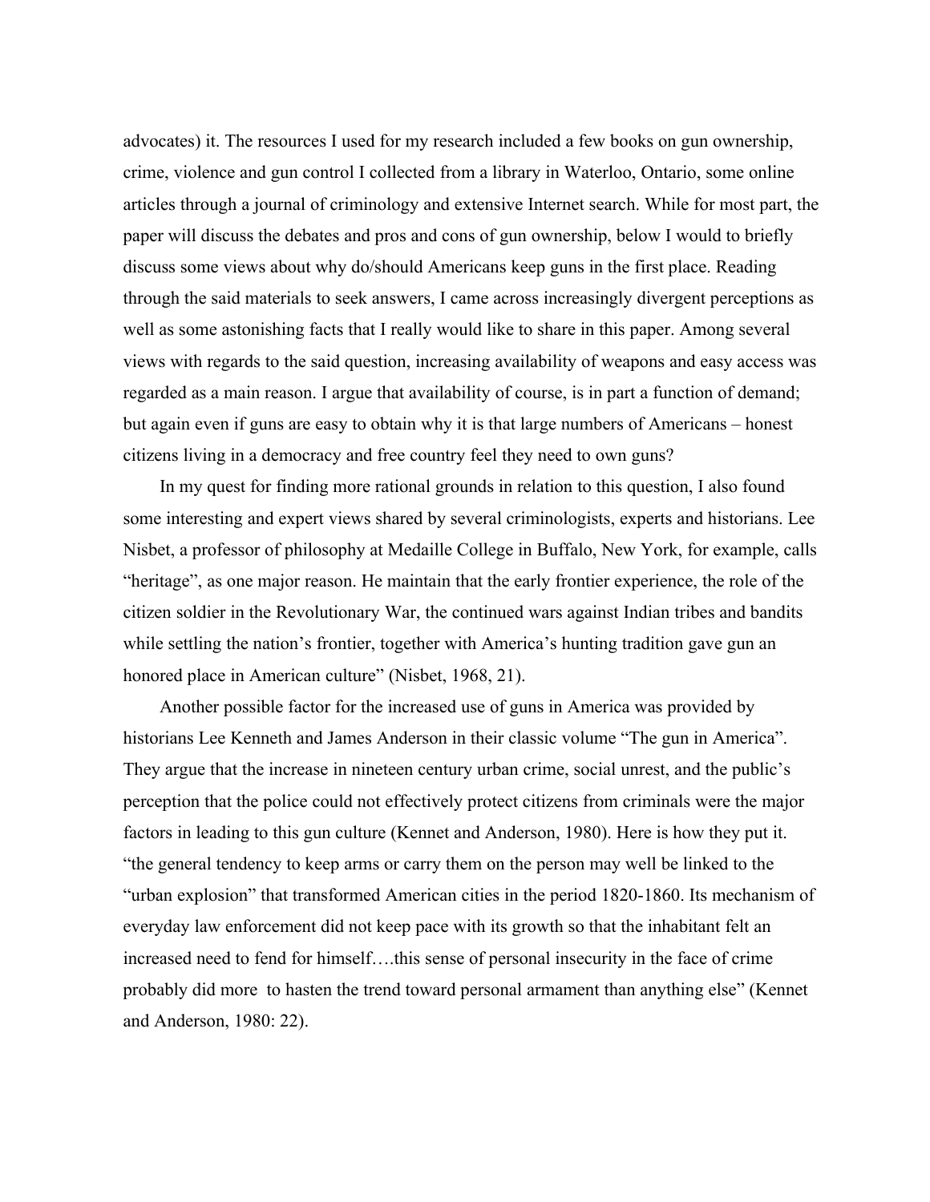advocates) it. The resources I used for my research included a few books on gun ownership, crime, violence and gun control I collected from a library in Waterloo, Ontario, some online articles through a journal of criminology and extensive Internet search. While for most part, the paper will discuss the debates and pros and cons of gun ownership, below I would to briefly discuss some views about why do/should Americans keep guns in the first place. Reading through the said materials to seek answers, I came across increasingly divergent perceptions as well as some astonishing facts that I really would like to share in this paper. Among several views with regards to the said question, increasing availability of weapons and easy access was regarded as a main reason. I argue that availability of course, is in part a function of demand; but again even if guns are easy to obtain why it is that large numbers of Americans – honest citizens living in a democracy and free country feel they need to own guns?

In my quest for finding more rational grounds in relation to this question, I also found some interesting and expert views shared by several criminologists, experts and historians. Lee Nisbet, a professor of philosophy at Medaille College in Buffalo, New York, for example, calls "heritage", as one major reason. He maintain that the early frontier experience, the role of the citizen soldier in the Revolutionary War, the continued wars against Indian tribes and bandits while settling the nation's frontier, together with America's hunting tradition gave gun an honored place in American culture" (Nisbet, 1968, 21).

Another possible factor for the increased use of guns in America was provided by historians Lee Kenneth and James Anderson in their classic volume "The gun in America". They argue that the increase in nineteen century urban crime, social unrest, and the public's perception that the police could not effectively protect citizens from criminals were the major factors in leading to this gun culture (Kennet and Anderson, 1980). Here is how they put it. "the general tendency to keep arms or carry them on the person may well be linked to the "urban explosion" that transformed American cities in the period 1820-1860. Its mechanism of everyday law enforcement did not keep pace with its growth so that the inhabitant felt an increased need to fend for himself….this sense of personal insecurity in the face of crime probably did more to hasten the trend toward personal armament than anything else" (Kennet and Anderson, 1980: 22).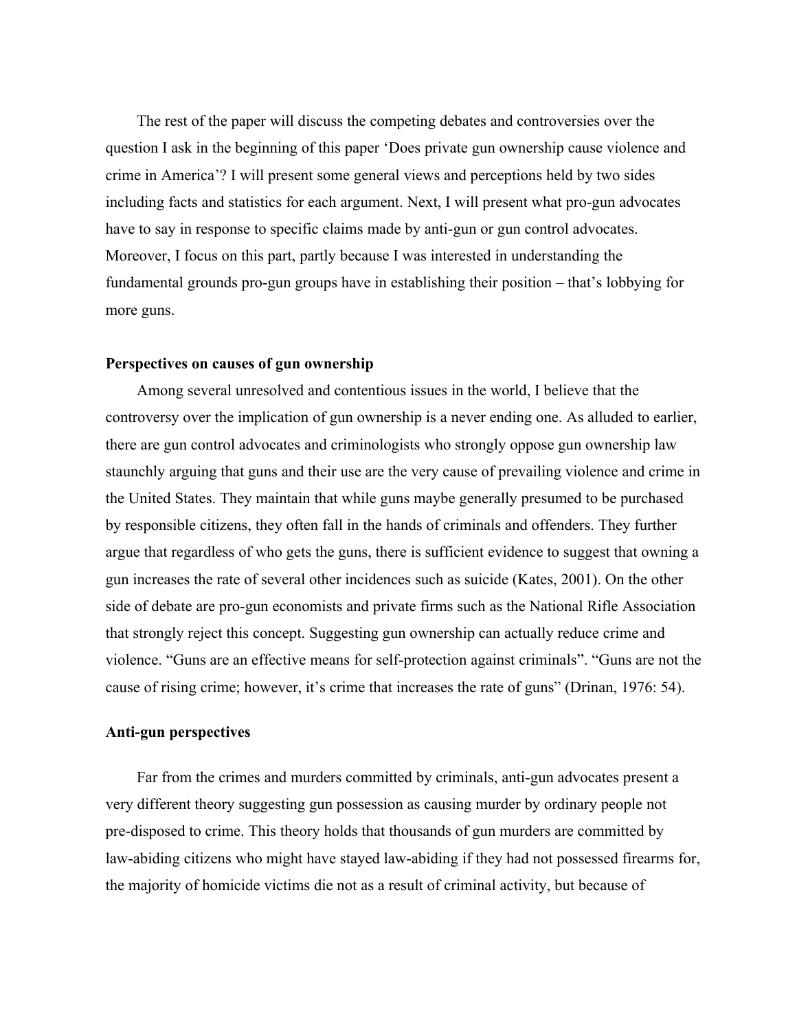The rest of the paper will discuss the competing debates and controversies over the question I ask in the beginning of this paper 'Does private gun ownership cause violence and crime in America'? I will present some general views and perceptions held by two sides including facts and statistics for each argument. Next, I will present what pro-gun advocates have to say in response to specific claims made by anti-gun or gun control advocates. Moreover, I focus on this part, partly because I was interested in understanding the fundamental grounds pro-gun groups have in establishing their position – that's lobbying for more guns.

### Perspectives on causes of gun ownership

Among several unresolved and contentious issues in the world, I believe that the controversy over the implication of gun ownership is a never ending one. As alluded to earlier, there are gun control advocates and criminologists who strongly oppose gun ownership law staunchly arguing that guns and their use are the very cause of prevailing violence and crime in the United States. They maintain that while guns maybe generally presumed to be purchased by responsible citizens, they often fall in the hands of criminals and offenders. They further argue that regardless of who gets the guns, there is sufficient evidence to suggest that owning a gun increases the rate of several other incidences such as suicide (Kates, 2001). On the other side of debate are pro-gun economists and private firms such as the National Rifle Association that strongly reject this concept. Suggesting gun ownership can actually reduce crime and violence. "Guns are an effective means for self-protection against criminals". "Guns are not the cause of rising crime; however, it's crime that increases the rate of guns" (Drinan, 1976: 54).

### Anti-gun perspectives

Far from the crimes and murders committed by criminals, anti-gun advocates present a very different theory suggesting gun possession as causing murder by ordinary people not pre-disposed to crime. This theory holds that thousands of gun murders are committed by law-abiding citizens who might have stayed law-abiding if they had not possessed firearms for, the majority of homicide victims die not as a result of criminal activity, but because of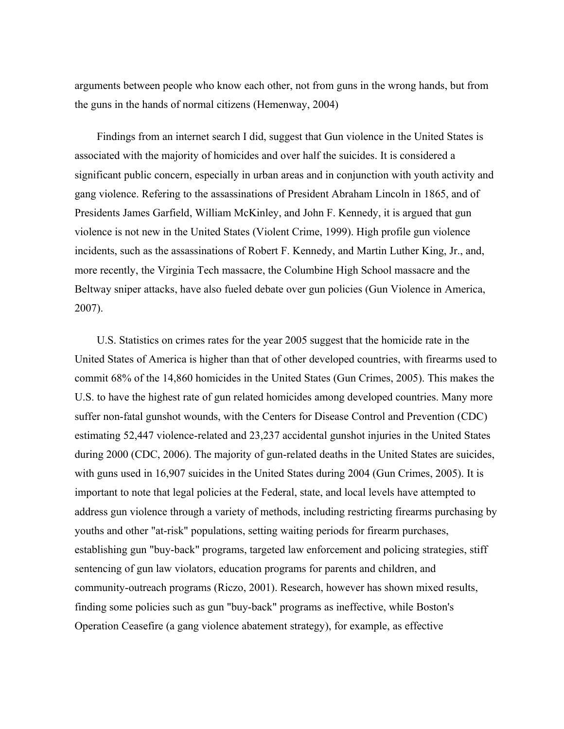arguments between people who know each other, not from guns in the wrong hands, but from the guns in the hands of normal citizens (Hemenway, 2004)

Findings from an internet search I did, suggest that Gun violence in the United States is associated with the majority of homicides and over half the suicides. It is considered a significant public concern, especially in urban areas and in conjunction with youth activity and gang violence. Refering to the assassinations of President Abraham Lincoln in 1865, and of Presidents James Garfield, William McKinley, and John F. Kennedy, it is argued that gun violence is not new in the United States (Violent Crime, 1999). High profile gun violence incidents, such as the assassinations of Robert F. Kennedy, and Martin Luther King, Jr., and, more recently, the Virginia Tech massacre, the Columbine High School massacre and the Beltway sniper attacks, have also fueled debate over gun policies (Gun Violence in America, 2007).

U.S. Statistics on crimes rates for the year 2005 suggest that the homicide rate in the United States of America is higher than that of other developed countries, with firearms used to commit 68% of the 14,860 homicides in the United States (Gun Crimes, 2005). This makes the U.S. to have the highest rate of gun related homicides among developed countries. Many more suffer non-fatal gunshot wounds, with the Centers for Disease Control and Prevention (CDC) estimating 52,447 violence-related and 23,237 accidental gunshot injuries in the United States during 2000 (CDC, 2006). The majority of gun-related deaths in the United States are suicides, with guns used in 16,907 suicides in the United States during 2004 (Gun Crimes, 2005). It is important to note that legal policies at the Federal, state, and local levels have attempted to address gun violence through a variety of methods, including restricting firearms purchasing by youths and other "at-risk" populations, setting waiting periods for firearm purchases, establishing gun "buy-back" programs, targeted law enforcement and policing strategies, stiff sentencing of gun law violators, education programs for parents and children, and community-outreach programs (Riczo, 2001). Research, however has shown mixed results, finding some policies such as gun "buy-back" programs as ineffective, while Boston's Operation Ceasefire (a gang violence abatement strategy), for example, as effective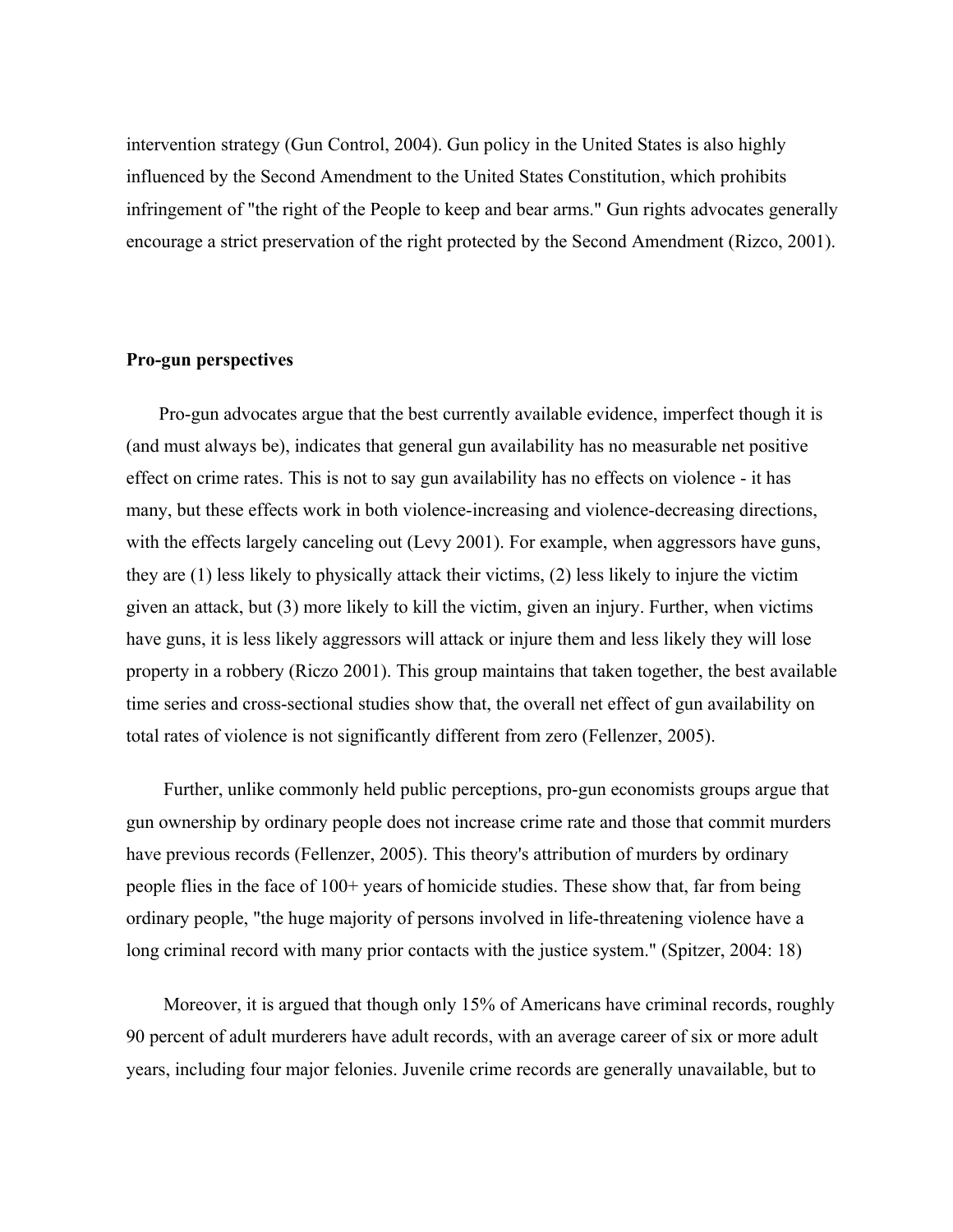intervention strategy (Gun Control, 2004). Gun policy in the United States is also highly influenced by the Second Amendment to the United States Constitution, which prohibits infringement of "the right of the People to keep and bear arms." Gun rights advocates generally encourage a strict preservation of the right protected by the Second Amendment (Rizco, 2001).

**Pro-gun perspectives**

Pro-gun advocates argue that the best currently available evidence, imperfect though it is (and must always be), indicates that general gun availability has no measurable net positive effect on crime rates. This is not to say gun availability has no effects on violence - it has many, but these effects work in both violence-increasing and violence-decreasing directions, with the effects largely canceling out (Levy 2001). For example, when aggressors have guns, they are (1) less likely to physically attack their victims, (2) less likely to injure the victim given an attack, but (3) more likely to kill the victim, given an injury. Further, when victims have guns, it is less likely aggressors will attack or injure them and less likely they will lose property in a robbery (Riczo 2001). This group maintains that taken together, the best available time series and cross-sectional studies show that, the overall net effect of gun availability on total rates of violence is not significantly different from zero (Fellenzer, 2005).

Further, unlike commonly held public perceptions, pro-gun economists groups argue that gun ownership by ordinary people does not increase crime rate and those that commit murders have previous records (Fellenzer, 2005). This theory's attribution of murders by ordinary people flies in the face of 100+ years of homicide studies. These show that, far from being ordinary people, "the huge majority of persons involved in life-threatening violence have a long criminal record with many prior contacts with the justice system." (Spitzer, 2004: 18)

Moreover, it is argued that though only 15% of Americans have criminal records, roughly 90 percent of adult murderers have adult records, with an average career of six or more adult years, including four major felonies. Juvenile crime records are generally unavailable, but to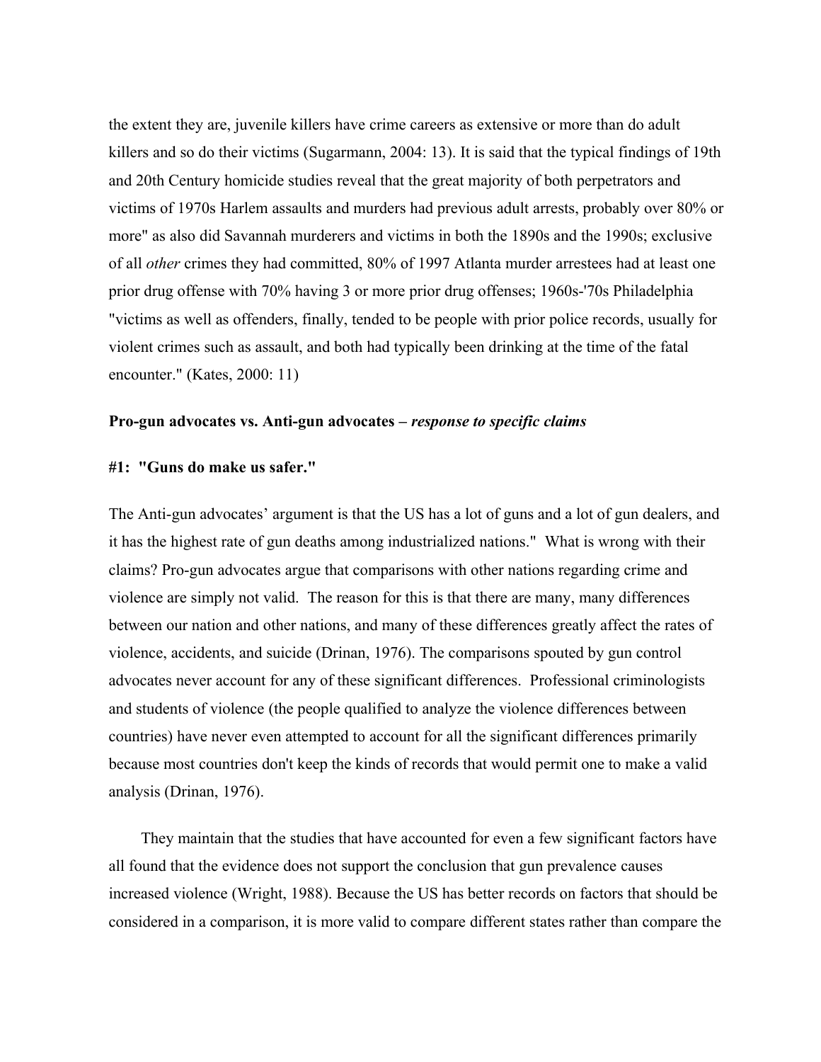the extent they are, juvenile killers have crime careers as extensive or more than do adult killers and so do their victims (Sugarmann, 2004: 13). It is said that the typical findings of 19th and 20th Century homicide studies reveal that the great majority of both perpetrators and victims of 1970s Harlem assaults and murders had previous adult arrests, probably over 80% or more" as also did Savannah murderers and victims in both the 1890s and the 1990s; exclusive of all *other* crimes they had committed, 80% of 1997 Atlanta murder arrestees had at least one prior drug offense with 70% having 3 or more prior drug offenses; 1960s-'70s Philadelphia "victims as well as offenders, finally, tended to be people with prior police records, usually for violent crimes such as assault, and both had typically been drinking at the time of the fatal encounter." (Kates, 2000: 11)

**Pro-gun advocates vs. Anti-gun advocates –** ***response to specific claims***

**#1: "Guns do make us safer."**

The Anti-gun advocates' argument is that the US has a lot of guns and a lot of gun dealers, and it has the highest rate of gun deaths among industrialized nations." What is wrong with their claims? Pro-gun advocates argue that comparisons with other nations regarding crime and violence are simply not valid. The reason for this is that there are many, many differences between our nation and other nations, and many of these differences greatly affect the rates of violence, accidents, and suicide (Drinan, 1976). The comparisons spouted by gun control advocates never account for any of these significant differences. Professional criminologists and students of violence (the people qualified to analyze the violence differences between countries) have never even attempted to account for all the significant differences primarily because most countries don't keep the kinds of records that would permit one to make a valid analysis (Drinan, 1976).

They maintain that the studies that have accounted for even a few significant factors have all found that the evidence does not support the conclusion that gun prevalence causes increased violence (Wright, 1988). Because the US has better records on factors that should be considered in a comparison, it is more valid to compare different states rather than compare the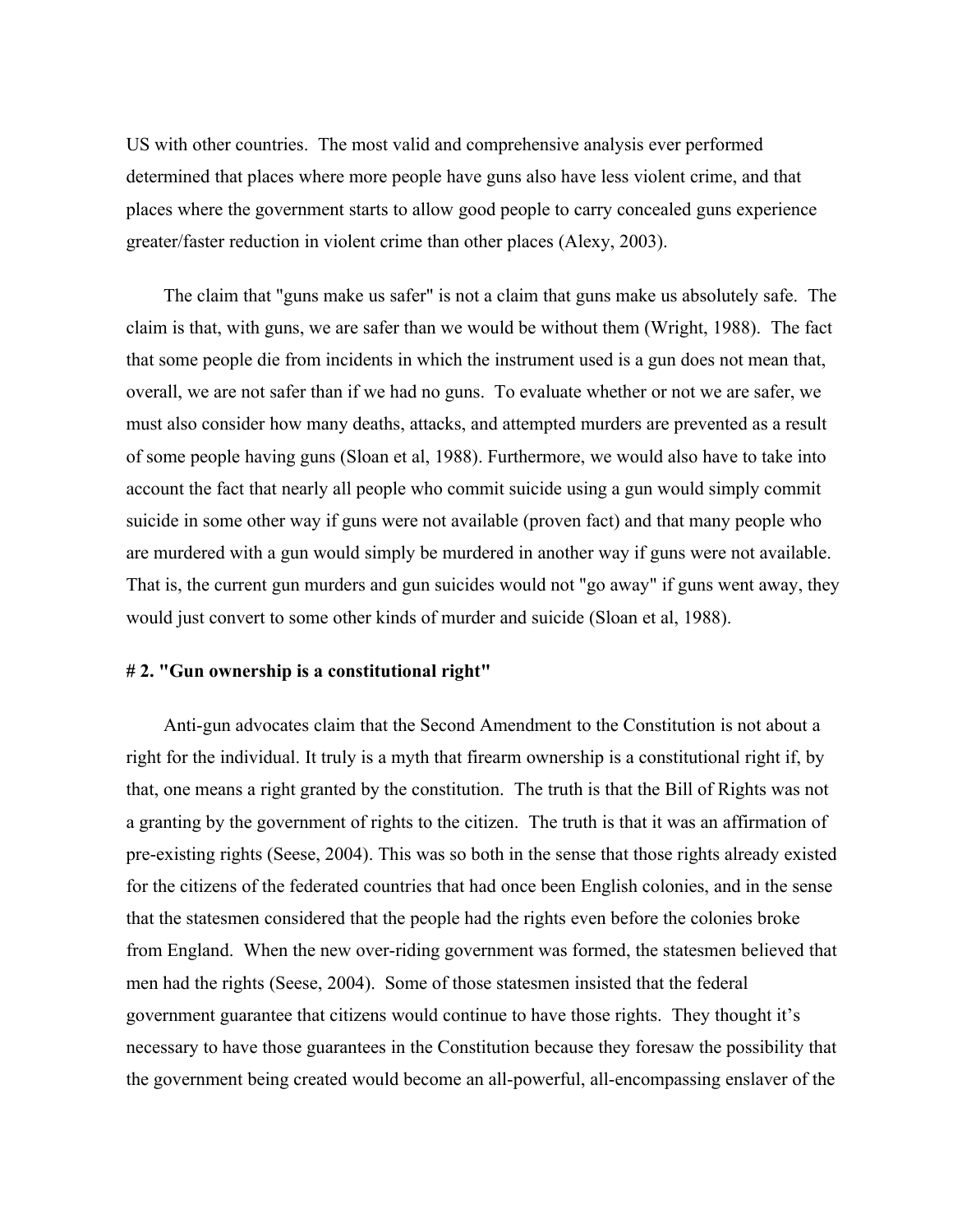US with other countries. The most valid and comprehensive analysis ever performed determined that places where more people have guns also have less violent crime, and that places where the government starts to allow good people to carry concealed guns experience greater/faster reduction in violent crime than other places (Alexy, 2003).

The claim that "guns make us safer" is not a claim that guns make us absolutely safe. The claim is that, with guns, we are safer than we would be without them (Wright, 1988). The fact that some people die from incidents in which the instrument used is a gun does not mean that, overall, we are not safer than if we had no guns. To evaluate whether or not we are safer, we must also consider how many deaths, attacks, and attempted murders are prevented as a result of some people having guns (Sloan et al, 1988). Furthermore, we would also have to take into account the fact that nearly all people who commit suicide using a gun would simply commit suicide in some other way if guns were not available (proven fact) and that many people who are murdered with a gun would simply be murdered in another way if guns were not available. That is, the current gun murders and gun suicides would not "go away" if guns went away, they would just convert to some other kinds of murder and suicide (Sloan et al, 1988).

**# 2. "Gun ownership is a constitutional right"**

Anti-gun advocates claim that the Second Amendment to the Constitution is not about a right for the individual. It truly is a myth that firearm ownership is a constitutional right if, by that, one means a right granted by the constitution. The truth is that the Bill of Rights was not a granting by the government of rights to the citizen. The truth is that it was an affirmation of pre-existing rights (Seese, 2004). This was so both in the sense that those rights already existed for the citizens of the federated countries that had once been English colonies, and in the sense that the statesmen considered that the people had the rights even before the colonies broke from England. When the new over-riding government was formed, the statesmen believed that men had the rights (Seese, 2004). Some of those statesmen insisted that the federal government guarantee that citizens would continue to have those rights. They thought it's necessary to have those guarantees in the Constitution because they foresaw the possibility that the government being created would become an all-powerful, all-encompassing enslaver of the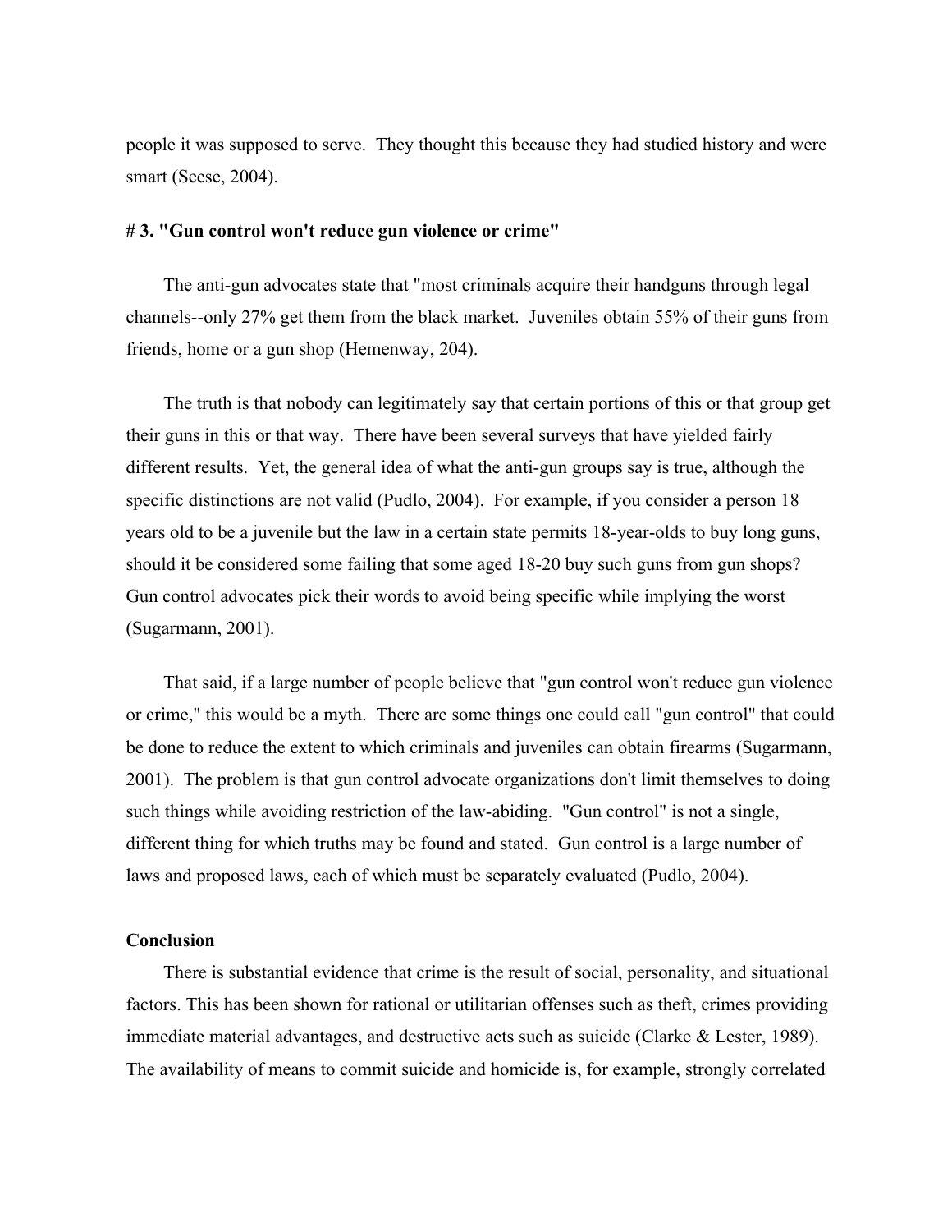people it was supposed to serve. They thought this because they had studied history and were smart (Seese, 2004).

### # 3. "Gun control won't reduce gun violence or crime"

The anti-gun advocates state that "most criminals acquire their handguns through legal channels--only 27% get them from the black market. Juveniles obtain 55% of their guns from friends, home or a gun shop (Hemenway, 204).

The truth is that nobody can legitimately say that certain portions of this or that group get their guns in this or that way. There have been several surveys that have yielded fairly different results. Yet, the general idea of what the anti-gun groups say is true, although the specific distinctions are not valid (Pudlo, 2004). For example, if you consider a person 18 years old to be a juvenile but the law in a certain state permits 18-year-olds to buy long guns, should it be considered some failing that some aged 18-20 buy such guns from gun shops? Gun control advocates pick their words to avoid being specific while implying the worst (Sugarmann, 2001).

That said, if a large number of people believe that "gun control won't reduce gun violence or crime," this would be a myth. There are some things one could call "gun control" that could be done to reduce the extent to which criminals and juveniles can obtain firearms (Sugarmann, 2001). The problem is that gun control advocate organizations don't limit themselves to doing such things while avoiding restriction of the law-abiding. "Gun control" is not a single, different thing for which truths may be found and stated. Gun control is a large number of laws and proposed laws, each of which must be separately evaluated (Pudlo, 2004).

### Conclusion

There is substantial evidence that crime is the result of social, personality, and situational factors. This has been shown for rational or utilitarian offenses such as theft, crimes providing immediate material advantages, and destructive acts such as suicide (Clarke & Lester, 1989). The availability of means to commit suicide and homicide is, for example, strongly correlated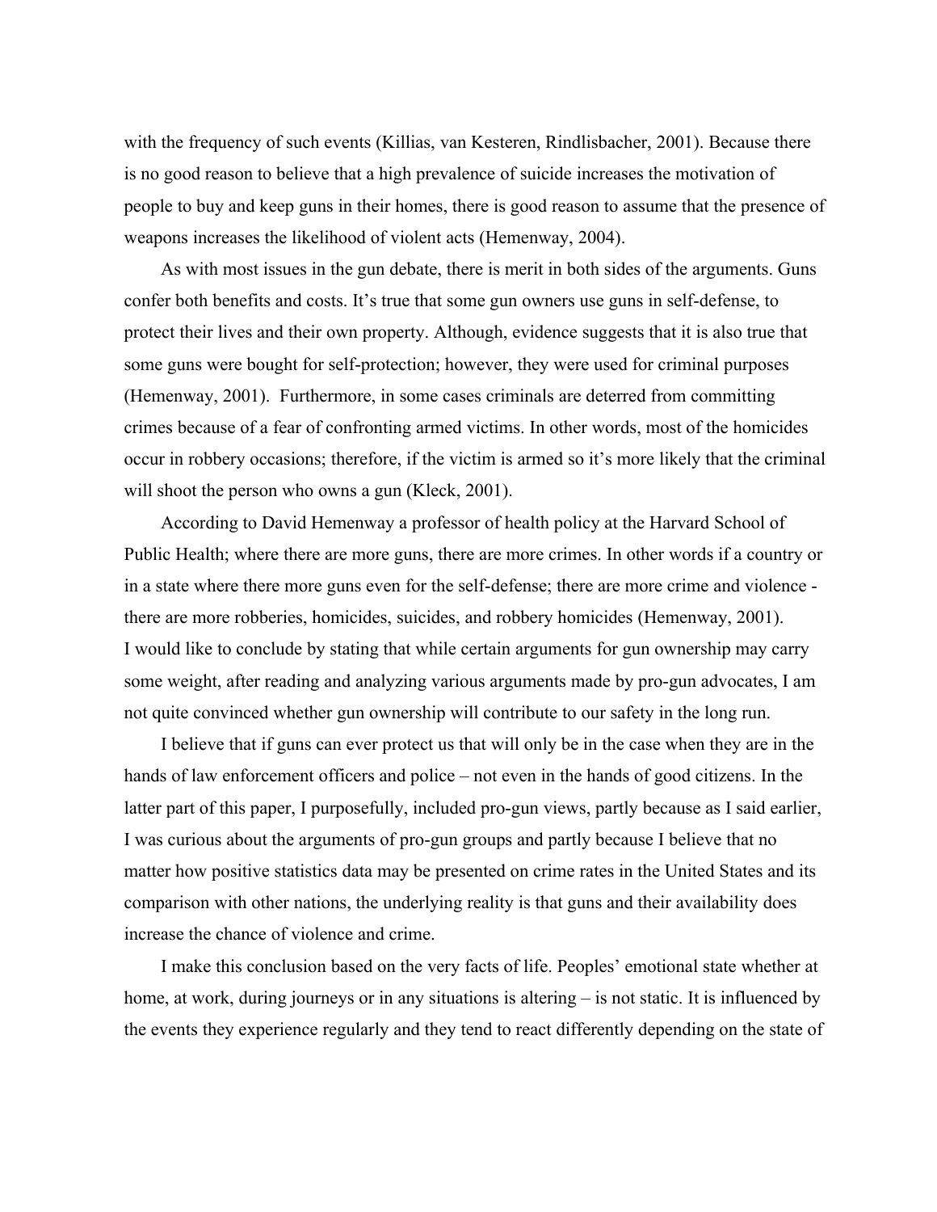with the frequency of such events (Killias, van Kesteren, Rindlisbacher, 2001). Because there is no good reason to believe that a high prevalence of suicide increases the motivation of people to buy and keep guns in their homes, there is good reason to assume that the presence of weapons increases the likelihood of violent acts (Hemenway, 2004).

As with most issues in the gun debate, there is merit in both sides of the arguments. Guns confer both benefits and costs. It's true that some gun owners use guns in self-defense, to protect their lives and their own property. Although, evidence suggests that it is also true that some guns were bought for self-protection; however, they were used for criminal purposes (Hemenway, 2001). Furthermore, in some cases criminals are deterred from committing crimes because of a fear of confronting armed victims. In other words, most of the homicides occur in robbery occasions; therefore, if the victim is armed so it's more likely that the criminal will shoot the person who owns a gun (Kleck, 2001).

According to David Hemenway a professor of health policy at the Harvard School of Public Health; where there are more guns, there are more crimes. In other words if a country or in a state where there more guns even for the self-defense; there are more crime and violence - there are more robberies, homicides, suicides, and robbery homicides (Hemenway, 2001).
I would like to conclude by stating that while certain arguments for gun ownership may carry some weight, after reading and analyzing various arguments made by pro-gun advocates, I am not quite convinced whether gun ownership will contribute to our safety in the long run.

I believe that if guns can ever protect us that will only be in the case when they are in the hands of law enforcement officers and police – not even in the hands of good citizens. In the latter part of this paper, I purposefully, included pro-gun views, partly because as I said earlier, I was curious about the arguments of pro-gun groups and partly because I believe that no matter how positive statistics data may be presented on crime rates in the United States and its comparison with other nations, the underlying reality is that guns and their availability does increase the chance of violence and crime.

I make this conclusion based on the very facts of life. Peoples' emotional state whether at home, at work, during journeys or in any situations is altering – is not static. It is influenced by the events they experience regularly and they tend to react differently depending on the state of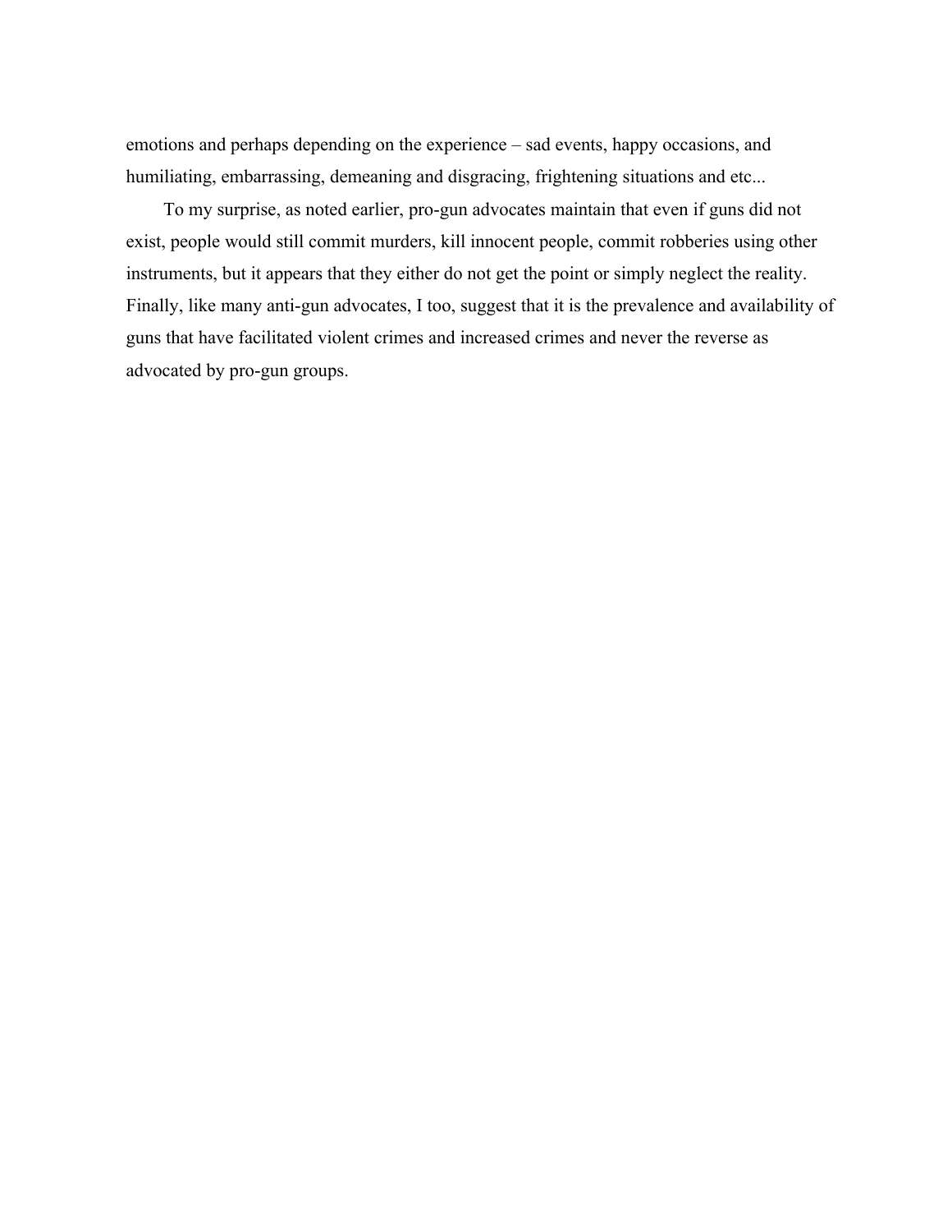emotions and perhaps depending on the experience – sad events, happy occasions, and humiliating, embarrassing, demeaning and disgracing, frightening situations and etc...

To my surprise, as noted earlier, pro-gun advocates maintain that even if guns did not exist, people would still commit murders, kill innocent people, commit robberies using other instruments, but it appears that they either do not get the point or simply neglect the reality. Finally, like many anti-gun advocates, I too, suggest that it is the prevalence and availability of guns that have facilitated violent crimes and increased crimes and never the reverse as advocated by pro-gun groups.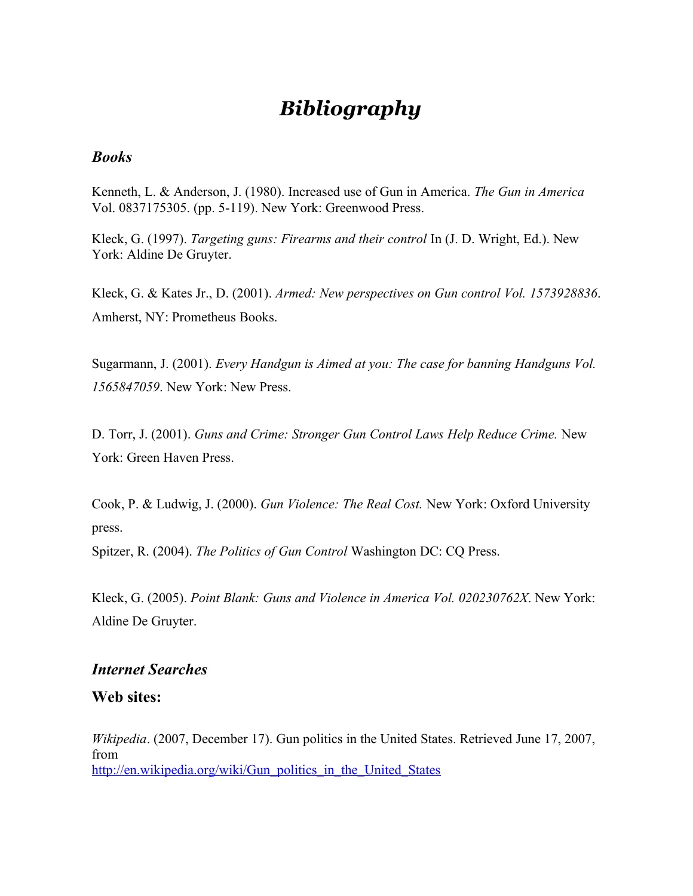# *Bibliography*

## *Books*

Kenneth, L. & Anderson, J. (1980). Increased use of Gun in America. *The Gun in America* Vol. 0837175305. (pp. 5-119). New York: Greenwood Press.

Kleck, G. (1997). *Targeting guns: Firearms and their control* In (J. D. Wright, Ed.). New York: Aldine De Gruyter.

Kleck, G. & Kates Jr., D. (2001). *Armed: New perspectives on Gun control Vol. 1573928836*. Amherst, NY: Prometheus Books.

Sugarmann, J. (2001). *Every Handgun is Aimed at you: The case for banning Handguns Vol. 1565847059*. New York: New Press.

D. Torr, J. (2001). *Guns and Crime: Stronger Gun Control Laws Help Reduce Crime.* New York: Green Haven Press.

Cook, P. & Ludwig, J. (2000). *Gun Violence: The Real Cost.* New York: Oxford University press.

Spitzer, R. (2004). *The Politics of Gun Control* Washington DC: CQ Press.

Kleck, G. (2005). *Point Blank: Guns and Violence in America Vol. 020230762X*. New York: Aldine De Gruyter.

## *Internet Searches*

### Web sites:

*Wikipedia*. (2007, December 17). Gun politics in the United States. Retrieved June 17, 2007, from
http://en.wikipedia.org/wiki/Gun_politics_in_the_United_States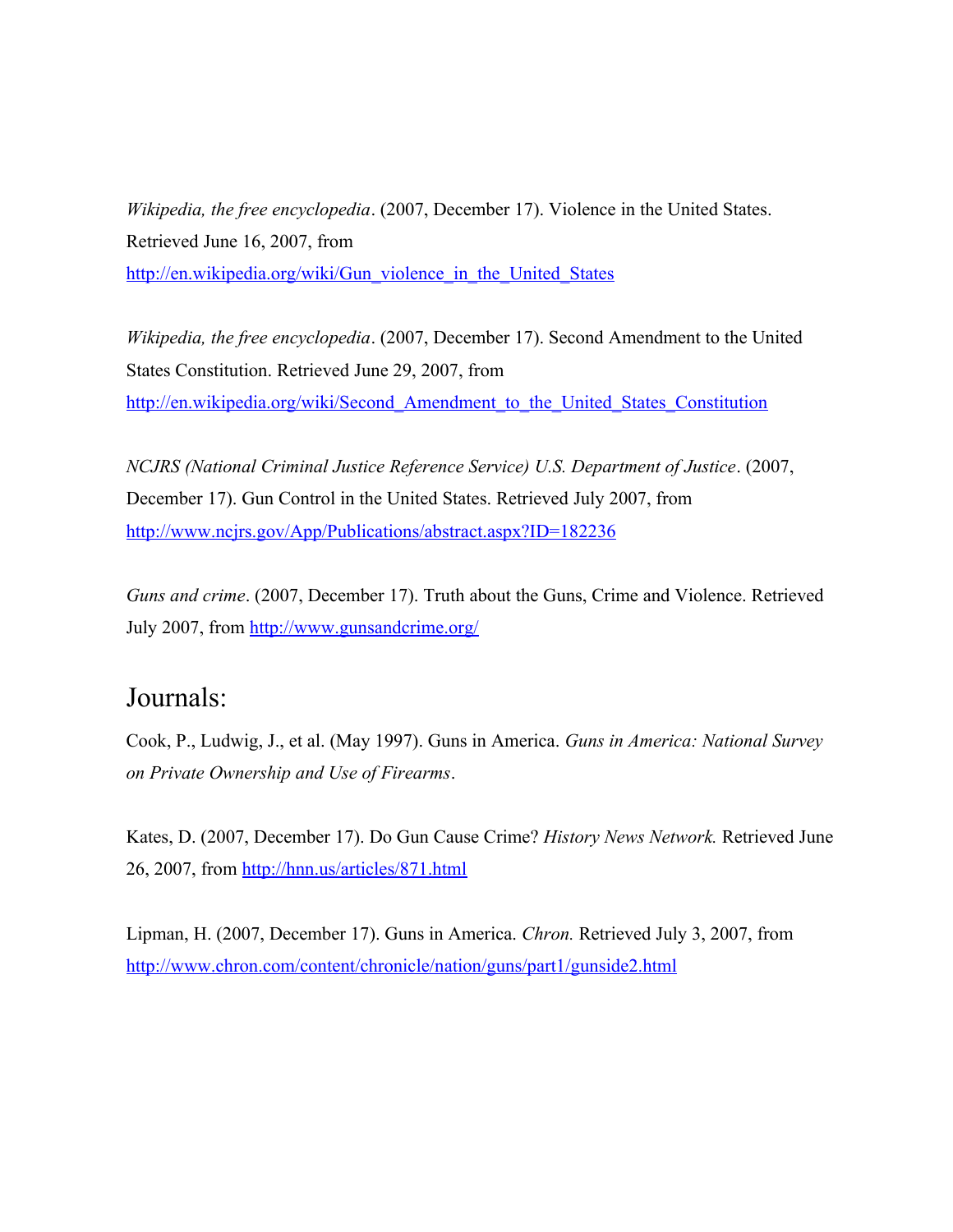*Wikipedia, the free encyclopedia*. (2007, December 17). Violence in the United States. Retrieved June 16, 2007, from http://en.wikipedia.org/wiki/Gun_violence_in_the_United_States

*Wikipedia, the free encyclopedia*. (2007, December 17). Second Amendment to the United States Constitution. Retrieved June 29, 2007, from http://en.wikipedia.org/wiki/Second_Amendment_to_the_United_States_Constitution

*NCJRS (National Criminal Justice Reference Service) U.S. Department of Justice*. (2007, December 17). Gun Control in the United States. Retrieved July 2007, from http://www.ncjrs.gov/App/Publications/abstract.aspx?ID=182236

*Guns and crime*. (2007, December 17). Truth about the Guns, Crime and Violence. Retrieved July 2007, from http://www.gunsandcrime.org/

## Journals:

Cook, P., Ludwig, J., et al. (May 1997). Guns in America. *Guns in America: National Survey on Private Ownership and Use of Firearms*.

Kates, D. (2007, December 17). Do Gun Cause Crime? *History News Network.* Retrieved June 26, 2007, from http://hnn.us/articles/871.html

Lipman, H. (2007, December 17). Guns in America. *Chron.* Retrieved July 3, 2007, from http://www.chron.com/content/chronicle/nation/guns/part1/gunside2.html